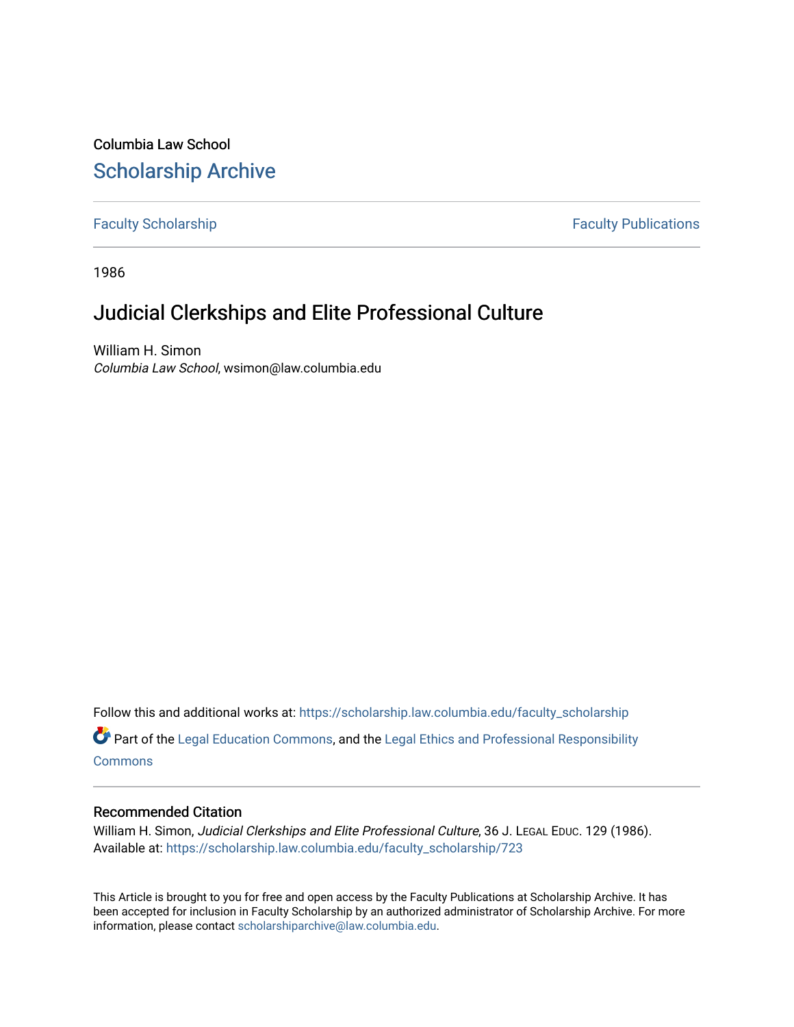Columbia Law School

## Scholarship Archive

Faculty Scholarship | Faculty Publications

1986

# Judicial Clerkships and Elite Professional Culture

William H. Simon
*Columbia Law School*, wsimon@law.columbia.edu

Follow this and additional works at: https://scholarship.law.columbia.edu/faculty_scholarship

Part of the Legal Education Commons, and the Legal Ethics and Professional Responsibility Commons

### Recommended Citation

William H. Simon, *Judicial Clerkships and Elite Professional Culture*, 36 J. Legal Educ. 129 (1986).
Available at: https://scholarship.law.columbia.edu/faculty_scholarship/723

This Article is brought to you for free and open access by the Faculty Publications at Scholarship Archive. It has been accepted for inclusion in Faculty Scholarship by an authorized administrator of Scholarship Archive. For more information, please contact scholarshiparchive@law.columbia.edu.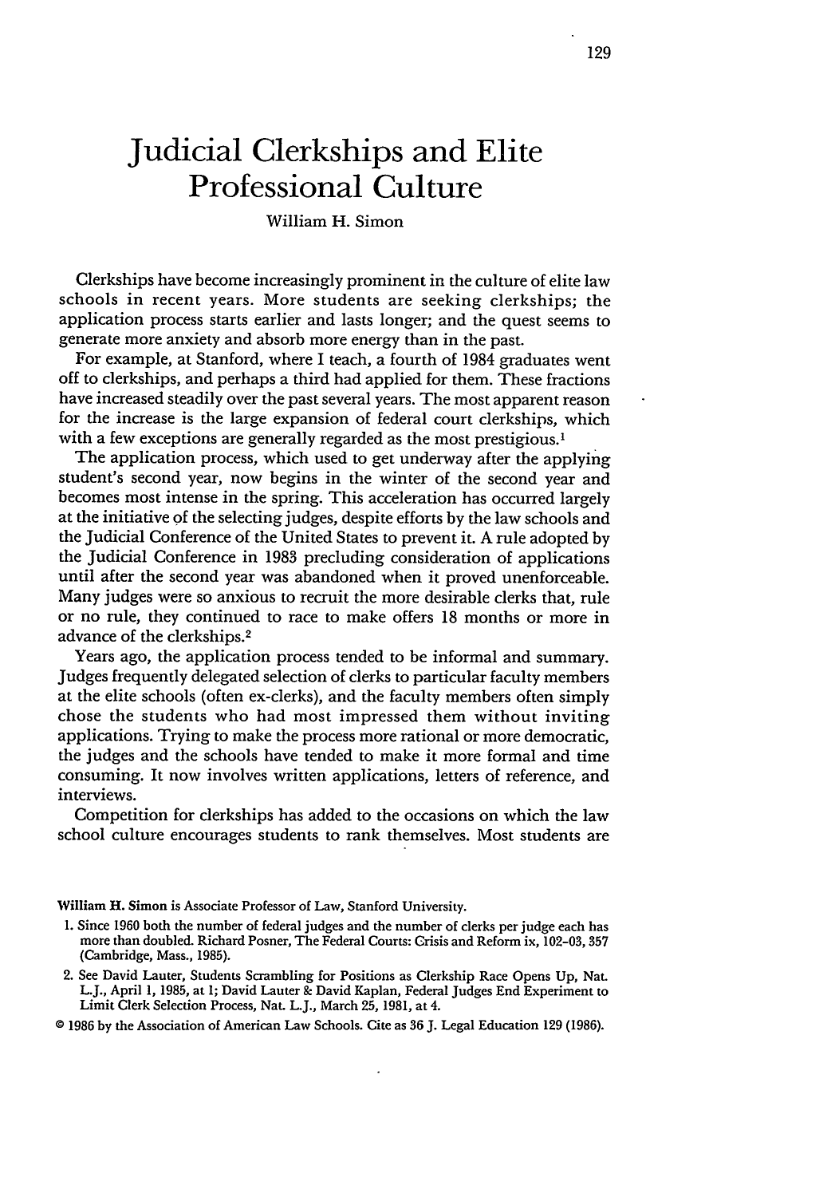# Judicial Clerkships and Elite Professional Culture

William H. Simon

Clerkships have become increasingly prominent in the culture of elite law schools in recent years. More students are seeking clerkships; the application process starts earlier and lasts longer; and the quest seems to generate more anxiety and absorb more energy than in the past.

For example, at Stanford, where I teach, a fourth of 1984 graduates went off to clerkships, and perhaps a third had applied for them. These fractions have increased steadily over the past several years. The most apparent reason for the increase is the large expansion of federal court clerkships, which with a few exceptions are generally regarded as the most prestigious.[1]

The application process, which used to get underway after the applying student's second year, now begins in the winter of the second year and becomes most intense in the spring. This acceleration has occurred largely at the initiative of the selecting judges, despite efforts by the law schools and the Judicial Conference of the United States to prevent it. A rule adopted by the Judicial Conference in 1983 precluding consideration of applications until after the second year was abandoned when it proved unenforceable. Many judges were so anxious to recruit the more desirable clerks that, rule or no rule, they continued to race to make offers 18 months or more in advance of the clerkships.[2]

Years ago, the application process tended to be informal and summary. Judges frequently delegated selection of clerks to particular faculty members at the elite schools (often ex-clerks), and the faculty members often simply chose the students who had most impressed them without inviting applications. Trying to make the process more rational or more democratic, the judges and the schools have tended to make it more formal and time consuming. It now involves written applications, letters of reference, and interviews.

Competition for clerkships has added to the occasions on which the law school culture encourages students to rank themselves. Most students are

---

William H. Simon is Associate Professor of Law, Stanford University.

1. Since 1960 both the number of federal judges and the number of clerks per judge each has more than doubled. Richard Posner, The Federal Courts: Crisis and Reform ix, 102-03, 357 (Cambridge, Mass., 1985).

2. See David Lauter, Students Scrambling for Positions as Clerkship Race Opens Up, Nat. L.J., April 1, 1985, at 1; David Lauter & David Kaplan, Federal Judges End Experiment to Limit Clerk Selection Process, Nat. L.J., March 25, 1981, at 4.

© 1986 by the Association of American Law Schools. Cite as 36 J. Legal Education 129 (1986).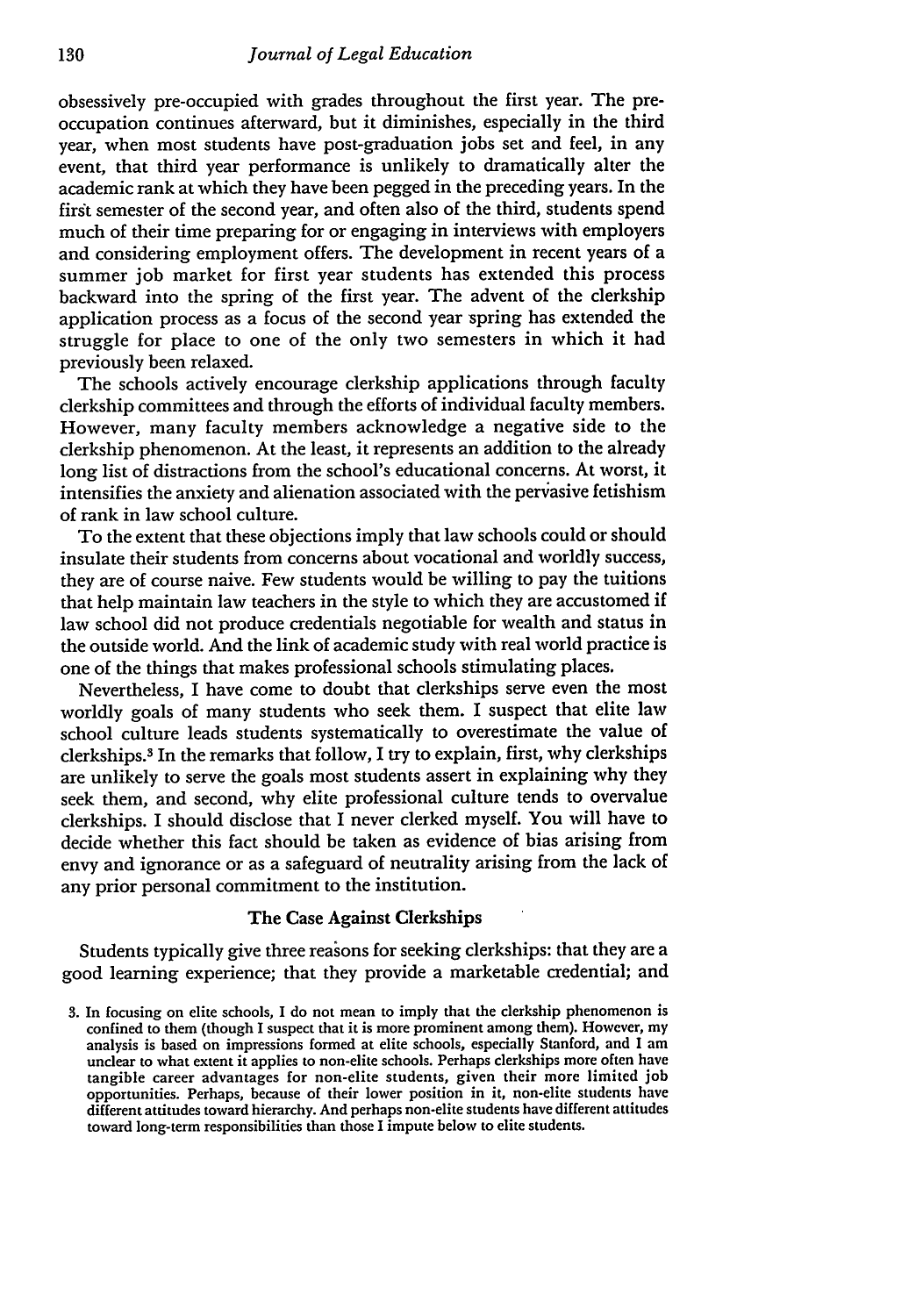obsessively pre-occupied with grades throughout the first year. The pre-occupation continues afterward, but it diminishes, especially in the third year, when most students have post-graduation jobs set and feel, in any event, that third year performance is unlikely to dramatically alter the academic rank at which they have been pegged in the preceding years. In the first semester of the second year, and often also of the third, students spend much of their time preparing for or engaging in interviews with employers and considering employment offers. The development in recent years of a summer job market for first year students has extended this process backward into the spring of the first year. The advent of the clerkship application process as a focus of the second year spring has extended the struggle for place to one of the only two semesters in which it had previously been relaxed.

The schools actively encourage clerkship applications through faculty clerkship committees and through the efforts of individual faculty members. However, many faculty members acknowledge a negative side to the clerkship phenomenon. At the least, it represents an addition to the already long list of distractions from the school's educational concerns. At worst, it intensifies the anxiety and alienation associated with the pervasive fetishism of rank in law school culture.

To the extent that these objections imply that law schools could or should insulate their students from concerns about vocational and worldly success, they are of course naive. Few students would be willing to pay the tuitions that help maintain law teachers in the style to which they are accustomed if law school did not produce credentials negotiable for wealth and status in the outside world. And the link of academic study with real world practice is one of the things that makes professional schools stimulating places.

Nevertheless, I have come to doubt that clerkships serve even the most worldly goals of many students who seek them. I suspect that elite law school culture leads students systematically to overestimate the value of clerkships.[3] In the remarks that follow, I try to explain, first, why clerkships are unlikely to serve the goals most students assert in explaining why they seek them, and second, why elite professional culture tends to overvalue clerkships. I should disclose that I never clerked myself. You will have to decide whether this fact should be taken as evidence of bias arising from envy and ignorance or as a safeguard of neutrality arising from the lack of any prior personal commitment to the institution.

### The Case Against Clerkships

Students typically give three reasons for seeking clerkships: that they are a good learning experience; that they provide a marketable credential; and

3. In focusing on elite schools, I do not mean to imply that the clerkship phenomenon is confined to them (though I suspect that it is more prominent among them). However, my analysis is based on impressions formed at elite schools, especially Stanford, and I am unclear to what extent it applies to non-elite schools. Perhaps clerkships more often have tangible career advantages for non-elite students, given their more limited job opportunities. Perhaps, because of their lower position in it, non-elite students have different attitudes toward hierarchy. And perhaps non-elite students have different attitudes toward long-term responsibilities than those I impute below to elite students.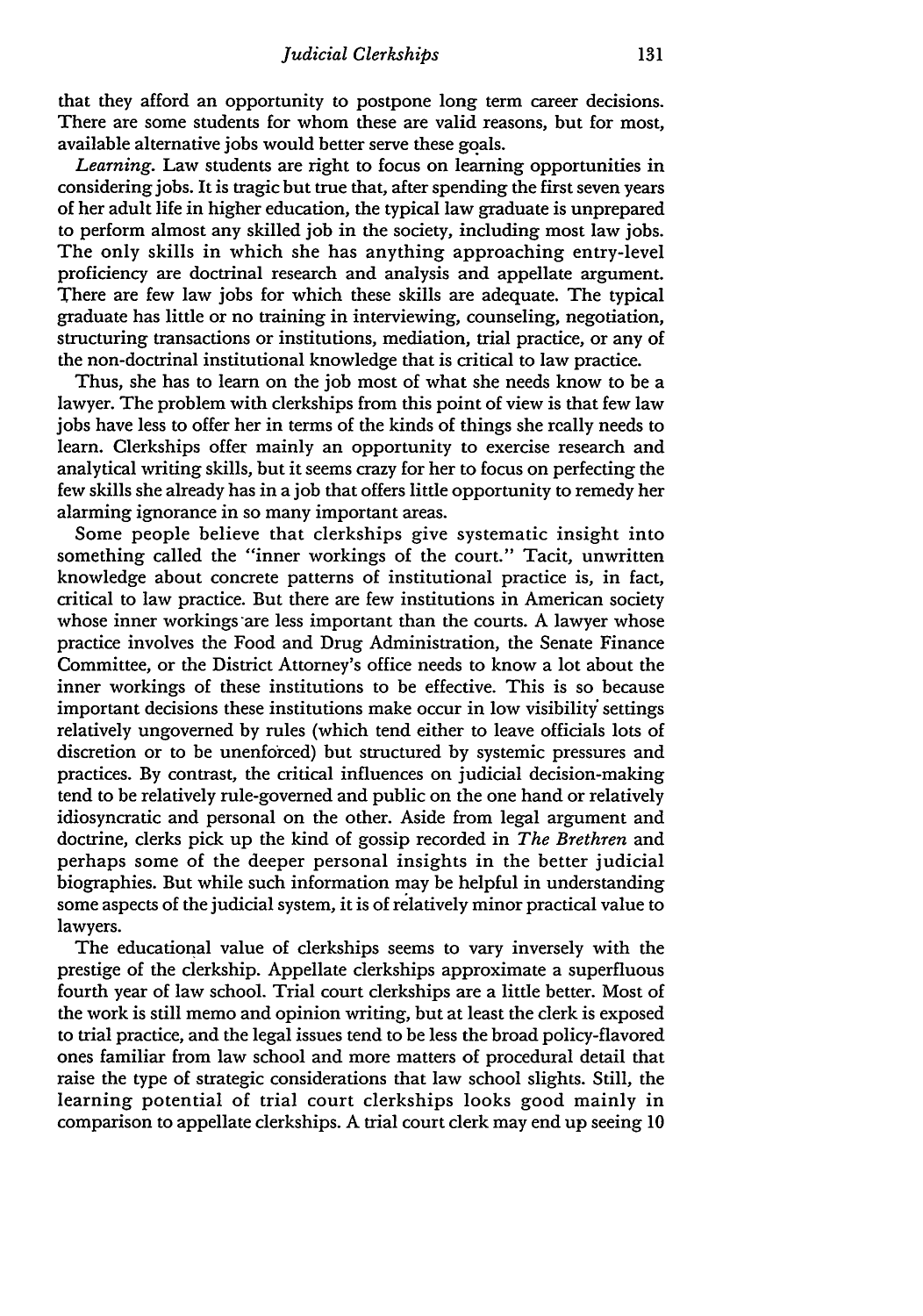that they afford an opportunity to postpone long term career decisions. There are some students for whom these are valid reasons, but for most, available alternative jobs would better serve these goals.

*Learning.* Law students are right to focus on learning opportunities in considering jobs. It is tragic but true that, after spending the first seven years of her adult life in higher education, the typical law graduate is unprepared to perform almost any skilled job in the society, including most law jobs. The only skills in which she has anything approaching entry-level proficiency are doctrinal research and analysis and appellate argument. There are few law jobs for which these skills are adequate. The typical graduate has little or no training in interviewing, counseling, negotiation, structuring transactions or institutions, mediation, trial practice, or any of the non-doctrinal institutional knowledge that is critical to law practice.

Thus, she has to learn on the job most of what she needs know to be a lawyer. The problem with clerkships from this point of view is that few law jobs have less to offer her in terms of the kinds of things she really needs to learn. Clerkships offer mainly an opportunity to exercise research and analytical writing skills, but it seems crazy for her to focus on perfecting the few skills she already has in a job that offers little opportunity to remedy her alarming ignorance in so many important areas.

Some people believe that clerkships give systematic insight into something called the "inner workings of the court." Tacit, unwritten knowledge about concrete patterns of institutional practice is, in fact, critical to law practice. But there are few institutions in American society whose inner workings are less important than the courts. A lawyer whose practice involves the Food and Drug Administration, the Senate Finance Committee, or the District Attorney's office needs to know a lot about the inner workings of these institutions to be effective. This is so because important decisions these institutions make occur in low visibility settings relatively ungoverned by rules (which tend either to leave officials lots of discretion or to be unenforced) but structured by systemic pressures and practices. By contrast, the critical influences on judicial decision-making tend to be relatively rule-governed and public on the one hand or relatively idiosyncratic and personal on the other. Aside from legal argument and doctrine, clerks pick up the kind of gossip recorded in *The Brethren* and perhaps some of the deeper personal insights in the better judicial biographies. But while such information may be helpful in understanding some aspects of the judicial system, it is of relatively minor practical value to lawyers.

The educational value of clerkships seems to vary inversely with the prestige of the clerkship. Appellate clerkships approximate a superfluous fourth year of law school. Trial court clerkships are a little better. Most of the work is still memo and opinion writing, but at least the clerk is exposed to trial practice, and the legal issues tend to be less the broad policy-flavored ones familiar from law school and more matters of procedural detail that raise the type of strategic considerations that law school slights. Still, the learning potential of trial court clerkships looks good mainly in comparison to appellate clerkships. A trial court clerk may end up seeing 10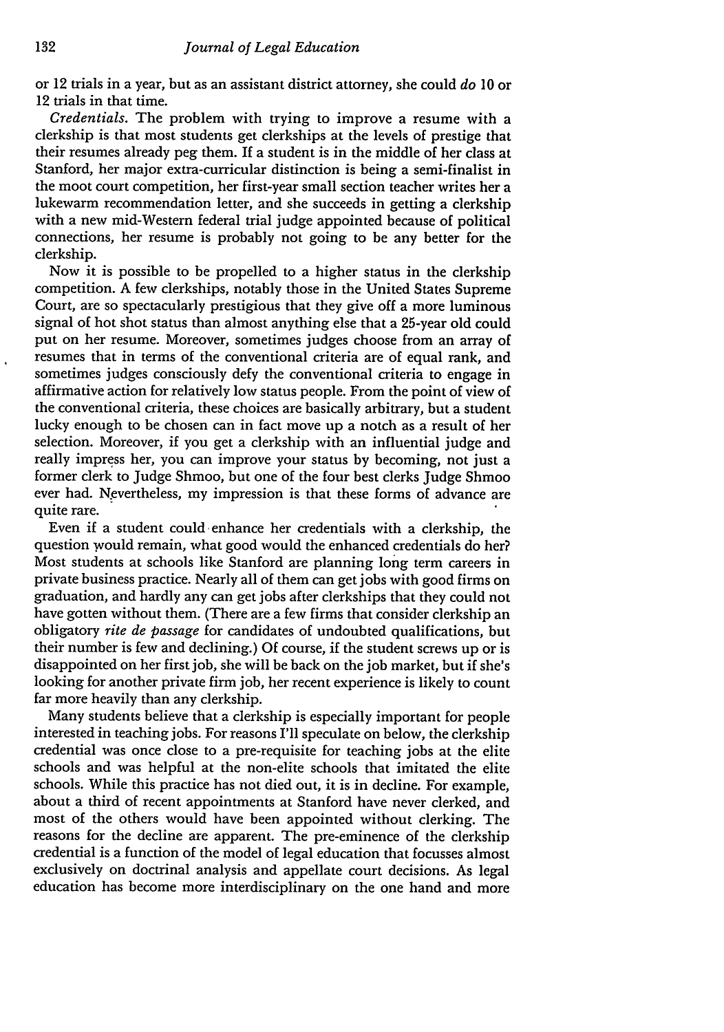or 12 trials in a year, but as an assistant district attorney, she could *do* 10 or 12 trials in that time.

*Credentials.* The problem with trying to improve a resume with a clerkship is that most students get clerkships at the levels of prestige that their resumes already peg them. If a student is in the middle of her class at Stanford, her major extra-curricular distinction is being a semi-finalist in the moot court competition, her first-year small section teacher writes her a lukewarm recommendation letter, and she succeeds in getting a clerkship with a new mid-Western federal trial judge appointed because of political connections, her resume is probably not going to be any better for the clerkship.

Now it is possible to be propelled to a higher status in the clerkship competition. A few clerkships, notably those in the United States Supreme Court, are so spectacularly prestigious that they give off a more luminous signal of hot shot status than almost anything else that a 25-year old could put on her resume. Moreover, sometimes judges choose from an array of resumes that in terms of the conventional criteria are of equal rank, and sometimes judges consciously defy the conventional criteria to engage in affirmative action for relatively low status people. From the point of view of the conventional criteria, these choices are basically arbitrary, but a student lucky enough to be chosen can in fact move up a notch as a result of her selection. Moreover, if you get a clerkship with an influential judge and really impress her, you can improve your status by becoming, not just a former clerk to Judge Shmoo, but one of the four best clerks Judge Shmoo ever had. Nevertheless, my impression is that these forms of advance are quite rare.

Even if a student could enhance her credentials with a clerkship, the question would remain, what good would the enhanced credentials do her? Most students at schools like Stanford are planning long term careers in private business practice. Nearly all of them can get jobs with good firms on graduation, and hardly any can get jobs after clerkships that they could not have gotten without them. (There are a few firms that consider clerkship an obligatory *rite de passage* for candidates of undoubted qualifications, but their number is few and declining.) Of course, if the student screws up or is disappointed on her first job, she will be back on the job market, but if she's looking for another private firm job, her recent experience is likely to count far more heavily than any clerkship.

Many students believe that a clerkship is especially important for people interested in teaching jobs. For reasons I'll speculate on below, the clerkship credential was once close to a pre-requisite for teaching jobs at the elite schools and was helpful at the non-elite schools that imitated the elite schools. While this practice has not died out, it is in decline. For example, about a third of recent appointments at Stanford have never clerked, and most of the others would have been appointed without clerking. The reasons for the decline are apparent. The pre-eminence of the clerkship credential is a function of the model of legal education that focusses almost exclusively on doctrinal analysis and appellate court decisions. As legal education has become more interdisciplinary on the one hand and more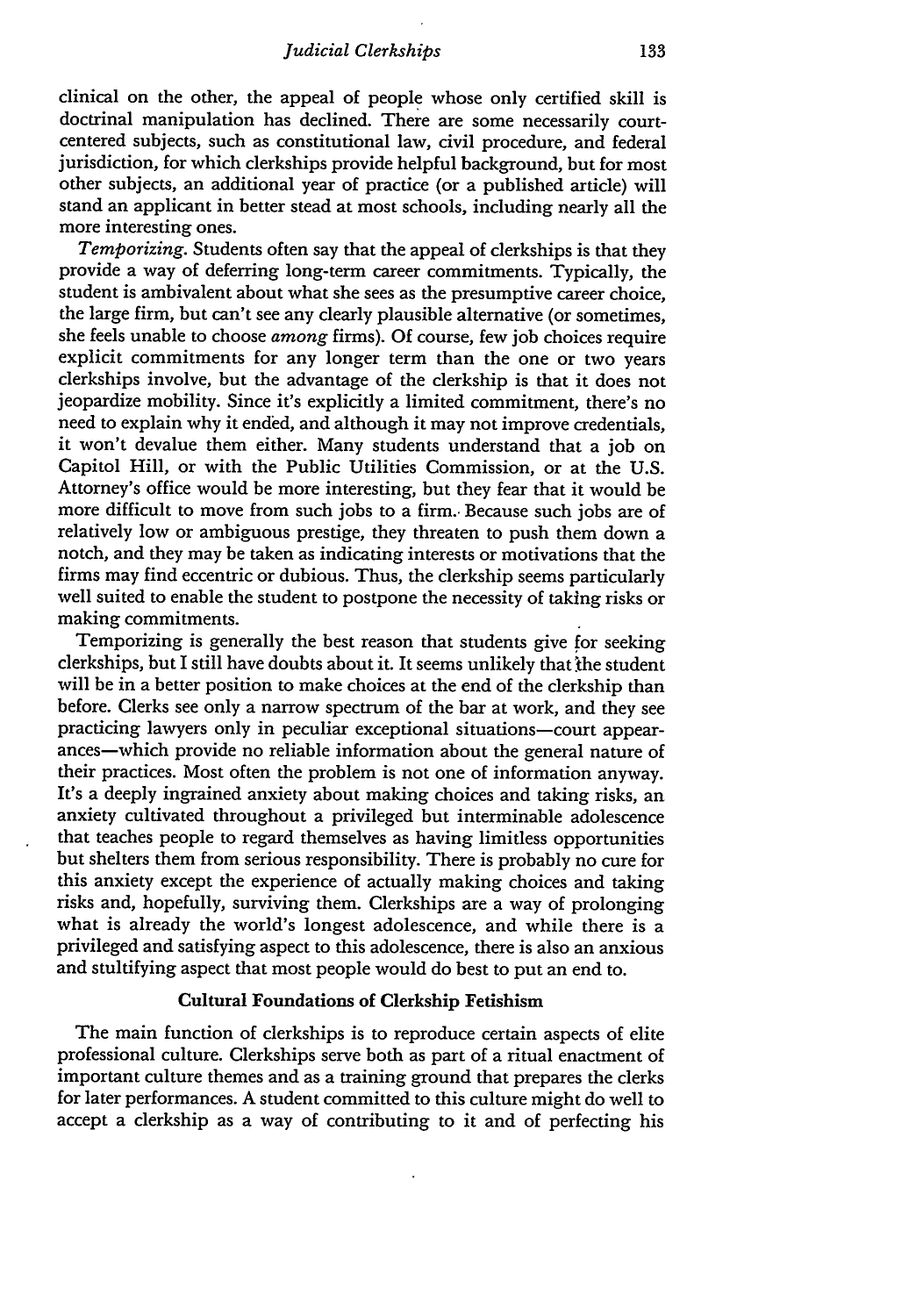clinical on the other, the appeal of people whose only certified skill is doctrinal manipulation has declined. There are some necessarily court-centered subjects, such as constitutional law, civil procedure, and federal jurisdiction, for which clerkships provide helpful background, but for most other subjects, an additional year of practice (or a published article) will stand an applicant in better stead at most schools, including nearly all the more interesting ones.

*Temporizing.* Students often say that the appeal of clerkships is that they provide a way of deferring long-term career commitments. Typically, the student is ambivalent about what she sees as the presumptive career choice, the large firm, but can't see any clearly plausible alternative (or sometimes, she feels unable to choose *among* firms). Of course, few job choices require explicit commitments for any longer term than the one or two years clerkships involve, but the advantage of the clerkship is that it does not jeopardize mobility. Since it's explicitly a limited commitment, there's no need to explain why it ended, and although it may not improve credentials, it won't devalue them either. Many students understand that a job on Capitol Hill, or with the Public Utilities Commission, or at the U.S. Attorney's office would be more interesting, but they fear that it would be more difficult to move from such jobs to a firm. Because such jobs are of relatively low or ambiguous prestige, they threaten to push them down a notch, and they may be taken as indicating interests or motivations that the firms may find eccentric or dubious. Thus, the clerkship seems particularly well suited to enable the student to postpone the necessity of taking risks or making commitments.

Temporizing is generally the best reason that students give for seeking clerkships, but I still have doubts about it. It seems unlikely that the student will be in a better position to make choices at the end of the clerkship than before. Clerks see only a narrow spectrum of the bar at work, and they see practicing lawyers only in peculiar exceptional situations—court appearances—which provide no reliable information about the general nature of their practices. Most often the problem is not one of information anyway. It's a deeply ingrained anxiety about making choices and taking risks, an anxiety cultivated throughout a privileged but interminable adolescence that teaches people to regard themselves as having limitless opportunities but shelters them from serious responsibility. There is probably no cure for this anxiety except the experience of actually making choices and taking risks and, hopefully, surviving them. Clerkships are a way of prolonging what is already the world's longest adolescence, and while there is a privileged and satisfying aspect to this adolescence, there is also an anxious and stultifying aspect that most people would do best to put an end to.

## Cultural Foundations of Clerkship Fetishism

The main function of clerkships is to reproduce certain aspects of elite professional culture. Clerkships serve both as part of a ritual enactment of important culture themes and as a training ground that prepares the clerks for later performances. A student committed to this culture might do well to accept a clerkship as a way of contributing to it and of perfecting his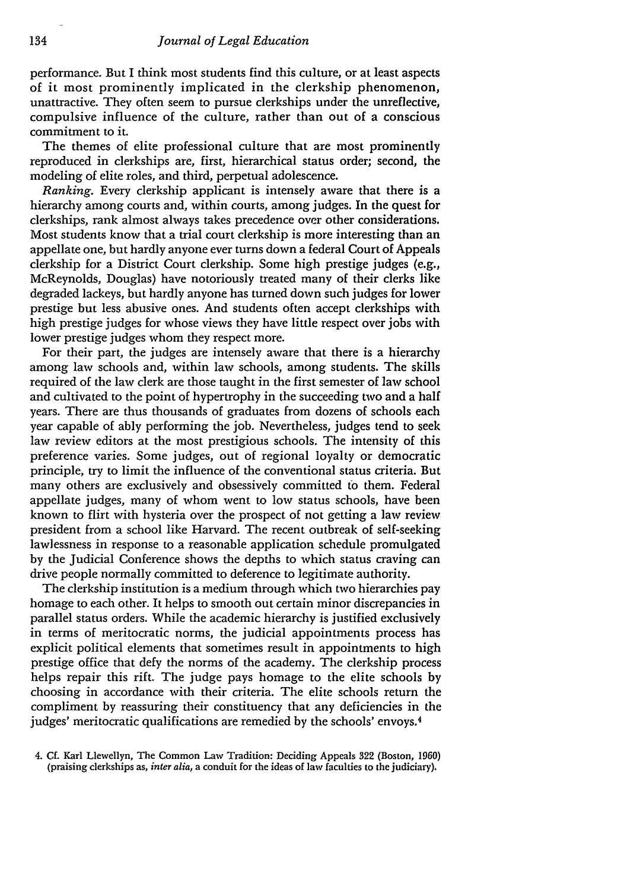performance. But I think most students find this culture, or at least aspects of it most prominently implicated in the clerkship phenomenon, unattractive. They often seem to pursue clerkships under the unreflective, compulsive influence of the culture, rather than out of a conscious commitment to it.

The themes of elite professional culture that are most prominently reproduced in clerkships are, first, hierarchical status order; second, the modeling of elite roles, and third, perpetual adolescence.

*Ranking.* Every clerkship applicant is intensely aware that there is a hierarchy among courts and, within courts, among judges. In the quest for clerkships, rank almost always takes precedence over other considerations. Most students know that a trial court clerkship is more interesting than an appellate one, but hardly anyone ever turns down a federal Court of Appeals clerkship for a District Court clerkship. Some high prestige judges (e.g., McReynolds, Douglas) have notoriously treated many of their clerks like degraded lackeys, but hardly anyone has turned down such judges for lower prestige but less abusive ones. And students often accept clerkships with high prestige judges for whose views they have little respect over jobs with lower prestige judges whom they respect more.

For their part, the judges are intensely aware that there is a hierarchy among law schools and, within law schools, among students. The skills required of the law clerk are those taught in the first semester of law school and cultivated to the point of hypertrophy in the succeeding two and a half years. There are thus thousands of graduates from dozens of schools each year capable of ably performing the job. Nevertheless, judges tend to seek law review editors at the most prestigious schools. The intensity of this preference varies. Some judges, out of regional loyalty or democratic principle, try to limit the influence of the conventional status criteria. But many others are exclusively and obsessively committed to them. Federal appellate judges, many of whom went to low status schools, have been known to flirt with hysteria over the prospect of not getting a law review president from a school like Harvard. The recent outbreak of self-seeking lawlessness in response to a reasonable application schedule promulgated by the Judicial Conference shows the depths to which status craving can drive people normally committed to deference to legitimate authority.

The clerkship institution is a medium through which two hierarchies pay homage to each other. It helps to smooth out certain minor discrepancies in parallel status orders. While the academic hierarchy is justified exclusively in terms of meritocratic norms, the judicial appointments process has explicit political elements that sometimes result in appointments to high prestige office that defy the norms of the academy. The clerkship process helps repair this rift. The judge pays homage to the elite schools by choosing in accordance with their criteria. The elite schools return the compliment by reassuring their constituency that any deficiencies in the judges' meritocratic qualifications are remedied by the schools' envoys.[4]

4. Cf. Karl Llewellyn, The Common Law Tradition: Deciding Appeals 322 (Boston, 1960) (praising clerkships as, *inter alia*, a conduit for the ideas of law faculties to the judiciary).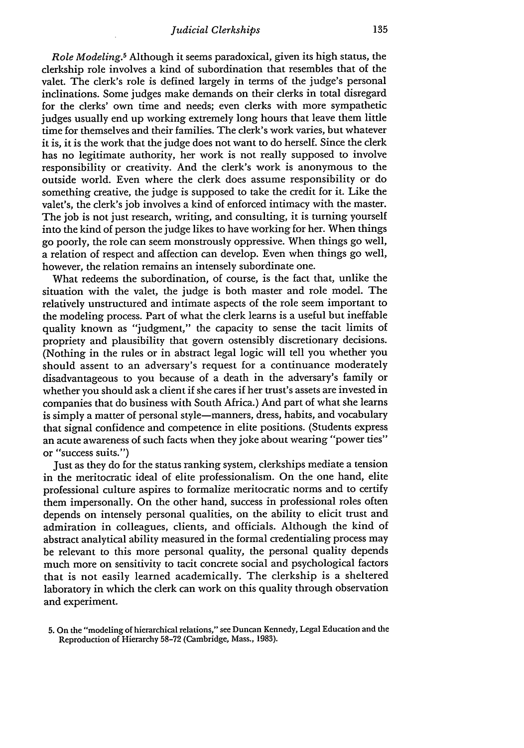*Role Modeling.*[5] Although it seems paradoxical, given its high status, the clerkship role involves a kind of subordination that resembles that of the valet. The clerk's role is defined largely in terms of the judge's personal inclinations. Some judges make demands on their clerks in total disregard for the clerks' own time and needs; even clerks with more sympathetic judges usually end up working extremely long hours that leave them little time for themselves and their families. The clerk's work varies, but whatever it is, it is the work that the judge does not want to do herself. Since the clerk has no legitimate authority, her work is not really supposed to involve responsibility or creativity. And the clerk's work is anonymous to the outside world. Even where the clerk does assume responsibility or do something creative, the judge is supposed to take the credit for it. Like the valet's, the clerk's job involves a kind of enforced intimacy with the master. The job is not just research, writing, and consulting, it is turning yourself into the kind of person the judge likes to have working for her. When things go poorly, the role can seem monstrously oppressive. When things go well, a relation of respect and affection can develop. Even when things go well, however, the relation remains an intensely subordinate one.

What redeems the subordination, of course, is the fact that, unlike the situation with the valet, the judge is both master and role model. The relatively unstructured and intimate aspects of the role seem important to the modeling process. Part of what the clerk learns is a useful but ineffable quality known as "judgment," the capacity to sense the tacit limits of propriety and plausibility that govern ostensibly discretionary decisions. (Nothing in the rules or in abstract legal logic will tell you whether you should assent to an adversary's request for a continuance moderately disadvantageous to you because of a death in the adversary's family or whether you should ask a client if she cares if her trust's assets are invested in companies that do business with South Africa.) And part of what she learns is simply a matter of personal style—manners, dress, habits, and vocabulary that signal confidence and competence in elite positions. (Students express an acute awareness of such facts when they joke about wearing "power ties" or "success suits.")

Just as they do for the status ranking system, clerkships mediate a tension in the meritocratic ideal of elite professionalism. On the one hand, elite professional culture aspires to formalize meritocratic norms and to certify them impersonally. On the other hand, success in professional roles often depends on intensely personal qualities, on the ability to elicit trust and admiration in colleagues, clients, and officials. Although the kind of abstract analytical ability measured in the formal credentialing process may be relevant to this more personal quality, the personal quality depends much more on sensitivity to tacit concrete social and psychological factors that is not easily learned academically. The clerkship is a sheltered laboratory in which the clerk can work on this quality through observation and experiment.

5. On the "modeling of hierarchical relations," see Duncan Kennedy, Legal Education and the Reproduction of Hierarchy 58-72 (Cambridge, Mass., 1983).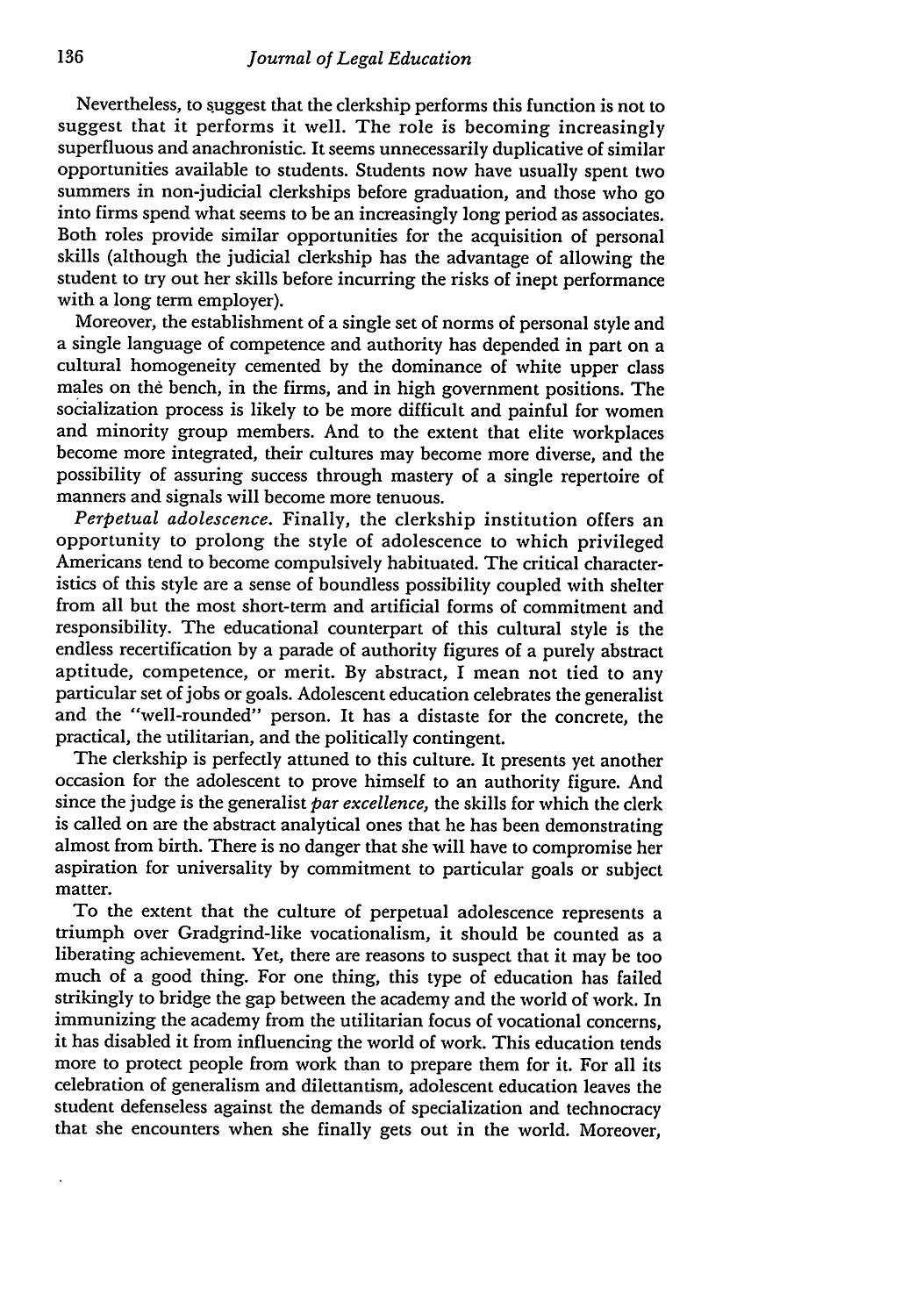Nevertheless, to suggest that the clerkship performs this function is not to suggest that it performs it well. The role is becoming increasingly superfluous and anachronistic. It seems unnecessarily duplicative of similar opportunities available to students. Students now have usually spent two summers in non-judicial clerkships before graduation, and those who go into firms spend what seems to be an increasingly long period as associates. Both roles provide similar opportunities for the acquisition of personal skills (although the judicial clerkship has the advantage of allowing the student to try out her skills before incurring the risks of inept performance with a long term employer).

Moreover, the establishment of a single set of norms of personal style and a single language of competence and authority has depended in part on a cultural homogeneity cemented by the dominance of white upper class males on the bench, in the firms, and in high government positions. The socialization process is likely to be more difficult and painful for women and minority group members. And to the extent that elite workplaces become more integrated, their cultures may become more diverse, and the possibility of assuring success through mastery of a single repertoire of manners and signals will become more tenuous.

*Perpetual adolescence.* Finally, the clerkship institution offers an opportunity to prolong the style of adolescence to which privileged Americans tend to become compulsively habituated. The critical characteristics of this style are a sense of boundless possibility coupled with shelter from all but the most short-term and artificial forms of commitment and responsibility. The educational counterpart of this cultural style is the endless recertification by a parade of authority figures of a purely abstract aptitude, competence, or merit. By abstract, I mean not tied to any particular set of jobs or goals. Adolescent education celebrates the generalist and the "well-rounded" person. It has a distaste for the concrete, the practical, the utilitarian, and the politically contingent.

The clerkship is perfectly attuned to this culture. It presents yet another occasion for the adolescent to prove himself to an authority figure. And since the judge is the generalist *par excellence,* the skills for which the clerk is called on are the abstract analytical ones that he has been demonstrating almost from birth. There is no danger that she will have to compromise her aspiration for universality by commitment to particular goals or subject matter.

To the extent that the culture of perpetual adolescence represents a triumph over Gradgrind-like vocationalism, it should be counted as a liberating achievement. Yet, there are reasons to suspect that it may be too much of a good thing. For one thing, this type of education has failed strikingly to bridge the gap between the academy and the world of work. In immunizing the academy from the utilitarian focus of vocational concerns, it has disabled it from influencing the world of work. This education tends more to protect people from work than to prepare them for it. For all its celebration of generalism and dilettantism, adolescent education leaves the student defenseless against the demands of specialization and technocracy that she encounters when she finally gets out in the world. Moreover,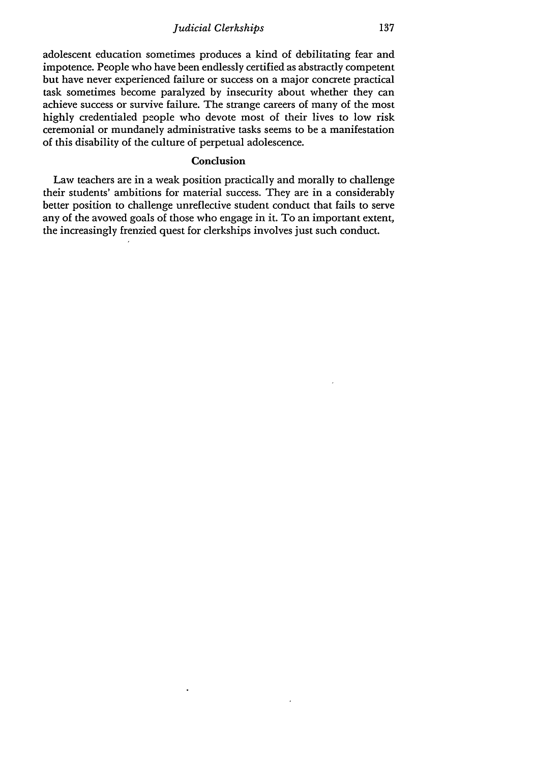adolescent education sometimes produces a kind of debilitating fear and impotence. People who have been endlessly certified as abstractly competent but have never experienced failure or success on a major concrete practical task sometimes become paralyzed by insecurity about whether they can achieve success or survive failure. The strange careers of many of the most highly credentialed people who devote most of their lives to low risk ceremonial or mundanely administrative tasks seems to be a manifestation of this disability of the culture of perpetual adolescence.

## Conclusion

Law teachers are in a weak position practically and morally to challenge their students' ambitions for material success. They are in a considerably better position to challenge unreflective student conduct that fails to serve any of the avowed goals of those who engage in it. To an important extent, the increasingly frenzied quest for clerkships involves just such conduct.